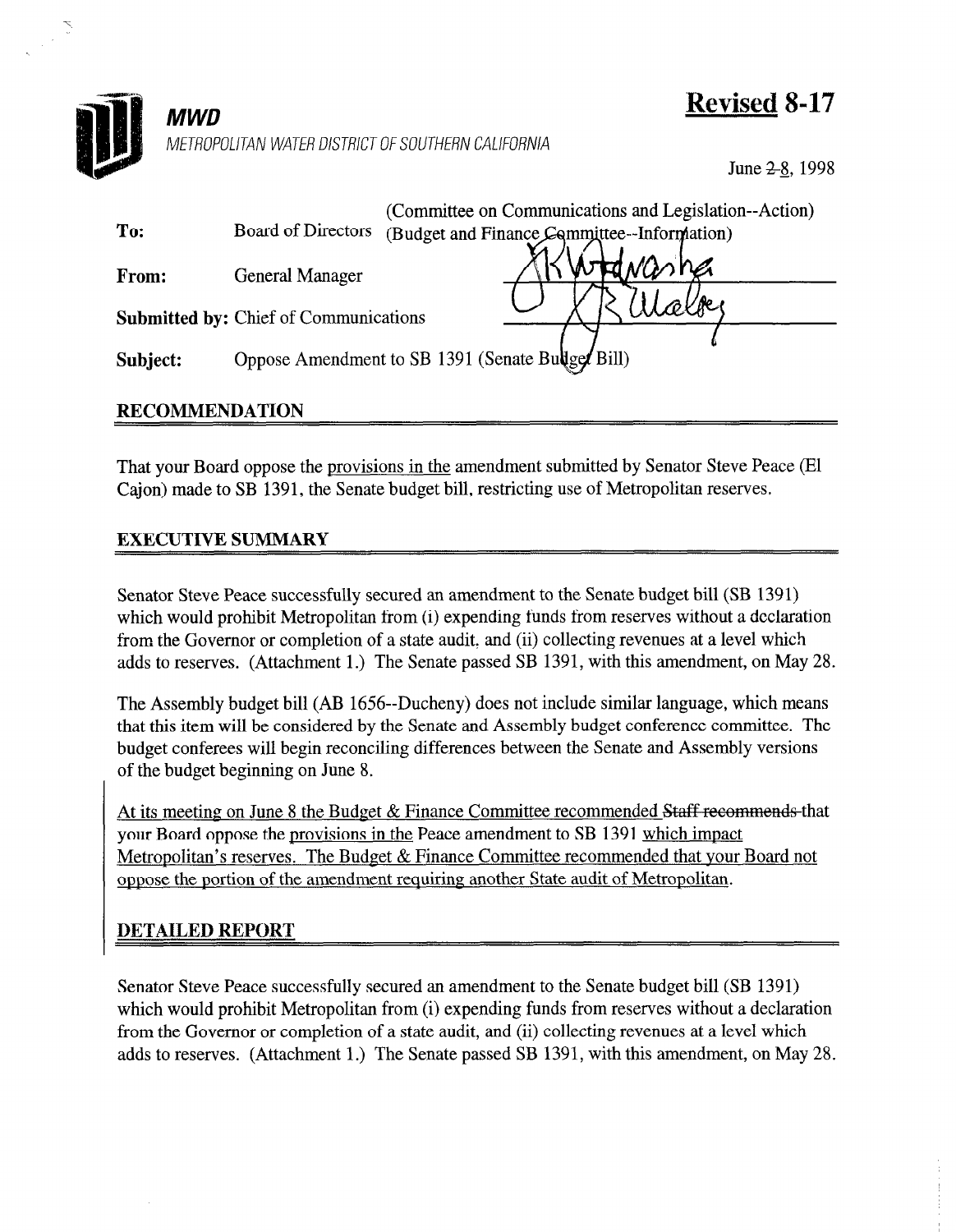**MWD**

METROPOLITAN WATER DISTRICT OF SOUTHERN CALIFORNIA

**Revised 8-17**

June ~~2~~ 8, 1998

(Committee on Communications and Legislation--Action)

**To:** Board of Directors (Budget and Finance Committee--Information)

**From:** General Manager

**Submitted by:** Chief of Communications

**Subject:** Oppose Amendment to SB 1391 (Senate Budget Bill)

## RECOMMENDATION

That your Board oppose the provisions in the amendment submitted by Senator Steve Peace (El Cajon) made to SB 1391, the Senate budget bill, restricting use of Metropolitan reserves.

## EXECUTIVE SUMMARY

Senator Steve Peace successfully secured an amendment to the Senate budget bill (SB 1391) which would prohibit Metropolitan from (i) expending funds from reserves without a declaration from the Governor or completion of a state audit, and (ii) collecting revenues at a level which adds to reserves. (Attachment 1.) The Senate passed SB 1391, with this amendment, on May 28.

The Assembly budget bill (AB 1656--Ducheny) does not include similar language, which means that this item will be considered by the Senate and Assembly budget conference committee. The budget conferees will begin reconciling differences between the Senate and Assembly versions of the budget beginning on June 8.

At its meeting on June 8 the Budget & Finance Committee recommended ~~Staff recommends~~ that your Board oppose the provisions in the Peace amendment to SB 1391 which impact Metropolitan's reserves. The Budget & Finance Committee recommended that your Board not oppose the portion of the amendment requiring another State audit of Metropolitan.

## DETAILED REPORT

Senator Steve Peace successfully secured an amendment to the Senate budget bill (SB 1391) which would prohibit Metropolitan from (i) expending funds from reserves without a declaration from the Governor or completion of a state audit, and (ii) collecting revenues at a level which adds to reserves. (Attachment 1.) The Senate passed SB 1391, with this amendment, on May 28.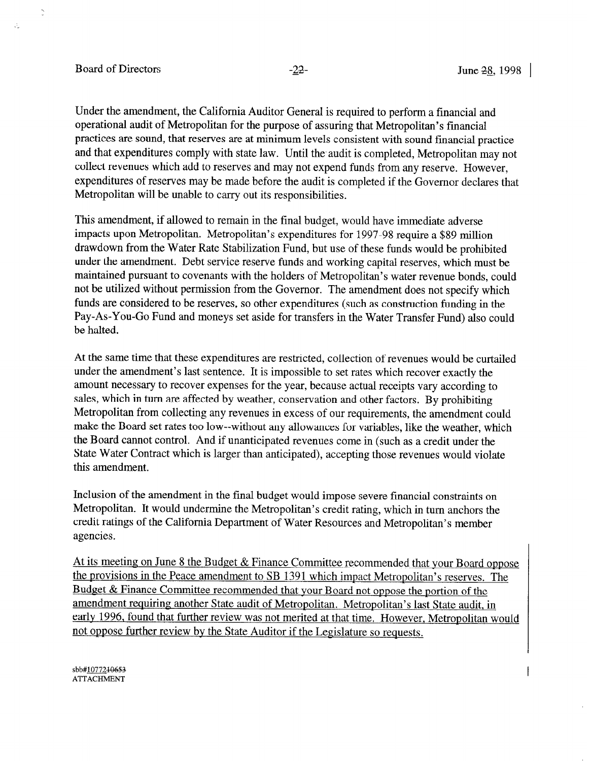Under the amendment, the California Auditor General is required to perform a financial and operational audit of Metropolitan for the purpose of assuring that Metropolitan's financial practices are sound, that reserves are at minimum levels consistent with sound financial practice and that expenditures comply with state law. Until the audit is completed, Metropolitan may not collect revenues which add to reserves and may not expend funds from any reserve. However, expenditures of reserves may be made before the audit is completed if the Governor declares that Metropolitan will be unable to carry out its responsibilities.

This amendment, if allowed to remain in the final budget, would have immediate adverse impacts upon Metropolitan. Metropolitan's expenditures for 1997-98 require a $89 million drawdown from the Water Rate Stabilization Fund, but use of these funds would be prohibited under the amendment. Debt service reserve funds and working capital reserves, which must be maintained pursuant to covenants with the holders of Metropolitan's water revenue bonds, could not be utilized without permission from the Governor. The amendment does not specify which funds are considered to be reserves, so other expenditures (such as construction funding in the Pay-As-You-Go Fund and moneys set aside for transfers in the Water Transfer Fund) also could be halted.

At the same time that these expenditures are restricted, collection of revenues would be curtailed under the amendment's last sentence. It is impossible to set rates which recover exactly the amount necessary to recover expenses for the year, because actual receipts vary according to sales, which in turn are affected by weather, conservation and other factors. By prohibiting Metropolitan from collecting any revenues in excess of our requirements, the amendment could make the Board set rates too low--without any allowances for variables, like the weather, which the Board cannot control. And if unanticipated revenues come in (such as a credit under the State Water Contract which is larger than anticipated), accepting those revenues would violate this amendment.

Inclusion of the amendment in the final budget would impose severe financial constraints on Metropolitan. It would undermine the Metropolitan's credit rating, which in turn anchors the credit ratings of the California Department of Water Resources and Metropolitan's member agencies.

At its meeting on June 8 the Budget & Finance Committee recommended that your Board oppose the provisions in the Peace amendment to SB 1391 which impact Metropolitan's reserves. The Budget & Finance Committee recommended that your Board not oppose the portion of the amendment requiring another State audit of Metropolitan. Metropolitan's last State audit, in early 1996, found that further review was not merited at that time. However, Metropolitan would not oppose further review by the State Auditor if the Legislature so requests.

sbb#1077210653
ATTACHMENT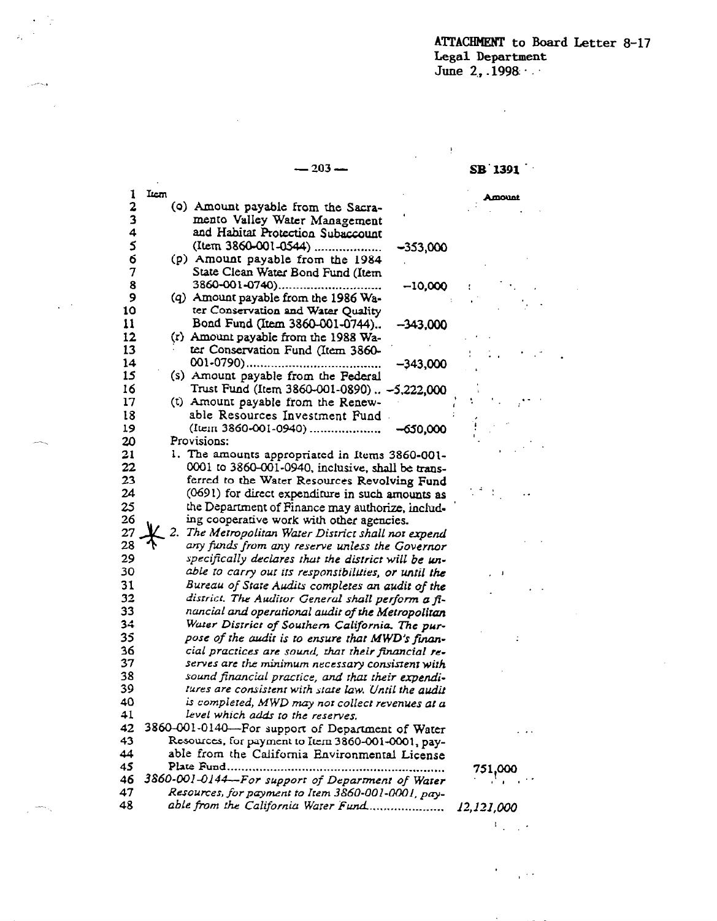ATTACHMENT to Board Letter 8-17
Legal Department
June 2, 1998

SB 1391

| Item | | Amount |
|---|---|---|
| (o) Amount payable from the Sacramento Valley Water Management and Habitat Protection Subaccount (Item 3860-001-0544) ................... | −353,000 | |
| (p) Amount payable from the 1984 State Clean Water Bond Fund (Item 3860-001-0740)............................ | −10,000 | |
| (q) Amount payable from the 1986 Water Conservation and Water Quality Bond Fund (Item 3860-001-0744).. | −343,000 | |
| (r) Amount payable from the 1988 Water Conservation Fund (Item 3860-001-0790)........................................ | −343,000 | |
| (s) Amount payable from the Federal Trust Fund (Item 3860-001-0890) .. | −5,222,000 | |
| (t) Amount payable from the Renewable Resources Investment Fund (Item 3860-001-0940) ................... | −650,000 | |

Provisions:

1. The amounts appropriated in Items 3860-001-0001 to 3860-001-0940, inclusive, shall be transferred to the Water Resources Revolving Fund (0691) for direct expenditure in such amounts as the Department of Finance may authorize, including cooperative work with other agencies.
2. *The Metropolitan Water District shall not expend any funds from any reserve unless the Governor specifically declares that the district will be unable to carry out its responsibilities, or until the Bureau of State Audits completes an audit of the district. The Auditor General shall perform a financial and operational audit of the Metropolitan Water District of Southern California. The purpose of the audit is to ensure that MWD's financial practices are sound, that their financial reserves are the minimum necessary consistent with sound financial practice, and that their expenditures are consistent with state law. Until the audit is completed, MWD may not collect revenues at a level which adds to the reserves.*

| | | |
|---|---|---|
| 3860-001-0140—For support of Department of Water Resources, for payment to Item 3860-001-0001, payable from the California Environmental License Plate Fund............................................................ | | 751,000 |
| *3860-001-0144—For support of Department of Water Resources, for payment to Item 3860-001-0001, payable from the California Water Fund.....................* | | *12,121,000* |